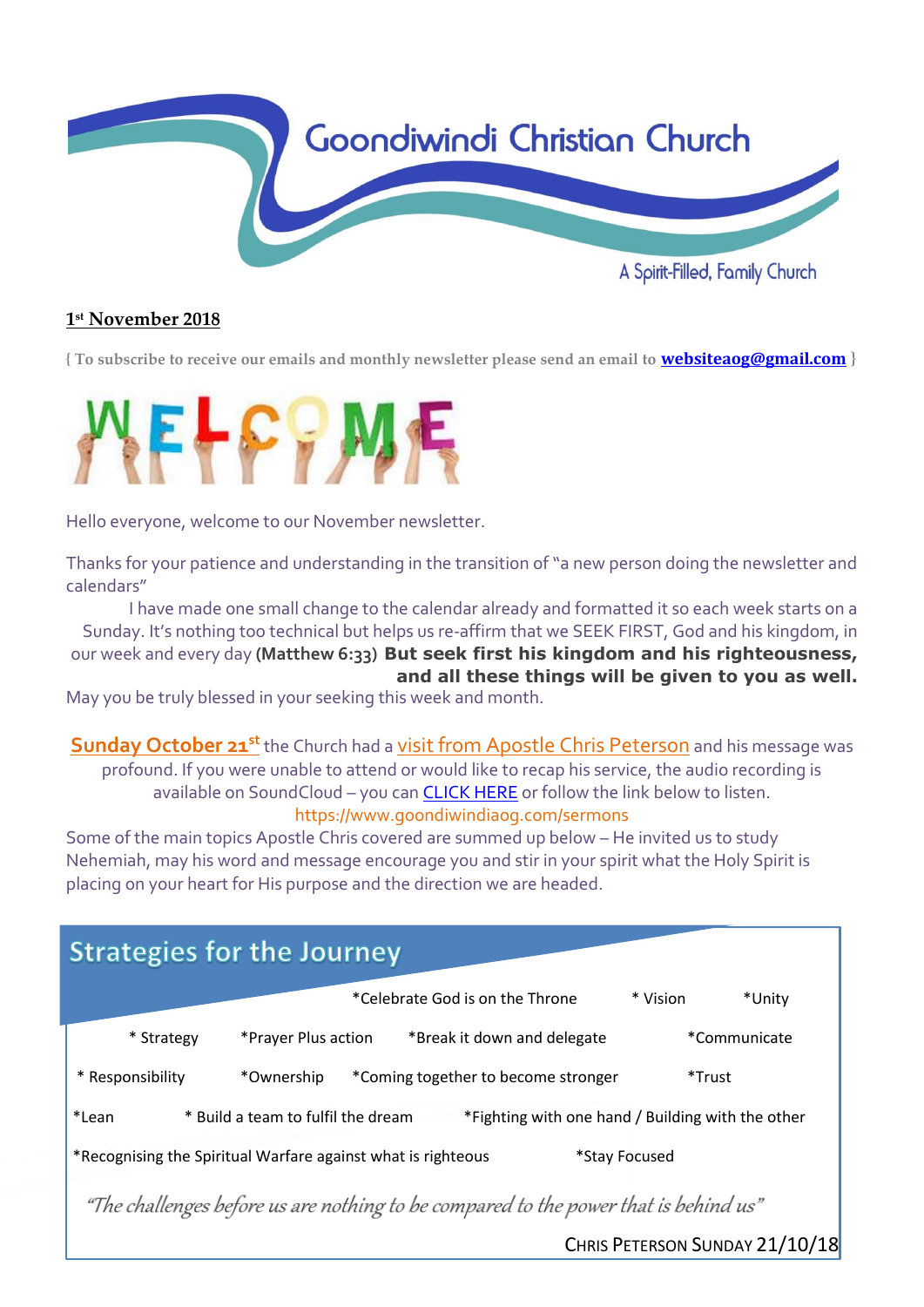# Goondiwindi Christian Church

A Spirit-Filled, Family Church

**1st November 2018**

{ To subscribe to receive our emails and monthly newsletter please send an email to **websiteaog@gmail.com** }

WELCOME

Hello everyone, welcome to our November newsletter.

Thanks for your patience and understanding in the transition of "a new person doing the newsletter and calendars"

I have made one small change to the calendar already and formatted it so each week starts on a Sunday. It's nothing too technical but helps us re-affirm that we SEEK FIRST, God and his kingdom, in our week and every day **(Matthew 6:33)** **But seek first his kingdom and his righteousness, and all these things will be given to you as well.**

May you be truly blessed in your seeking this week and month.

**Sunday October 21st** the Church had a visit from Apostle Chris Peterson and his message was profound. If you were unable to attend or would like to recap his service, the audio recording is available on SoundCloud – you can CLICK HERE or follow the link below to listen.

https://www.goondiwindiaog.com/sermons

Some of the main topics Apostle Chris covered are summed up below – He invited us to study Nehemiah, may his word and message encourage you and stir in your spirit what the Holy Spirit is placing on your heart for His purpose and the direction we are headed.

## Strategies for the Journey

*Celebrate God is on the Throne * Vision *Unity

* Strategy *Prayer Plus action *Break it down and delegate *Communicate

* Responsibility *Ownership *Coming together to become stronger *Trust

*Lean * Build a team to fulfil the dream *Fighting with one hand / Building with the other

*Recognising the Spiritual Warfare against what is righteous *Stay Focused

*"The challenges before us are nothing to be compared to the power that is behind us"*

CHRIS PETERSON SUNDAY 21/10/18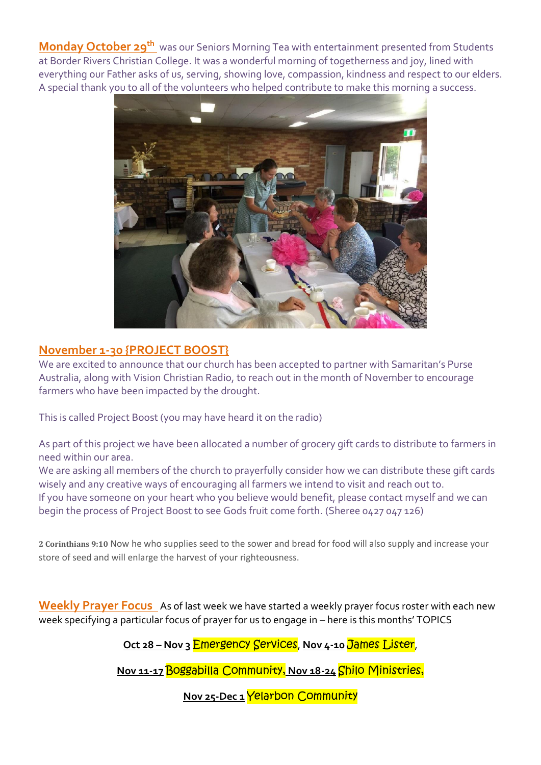**Monday October 29th** was our Seniors Morning Tea with entertainment presented from Students at Border Rivers Christian College. It was a wonderful morning of togetherness and joy, lined with everything our Father asks of us, serving, showing love, compassion, kindness and respect to our elders. A special thank you to all of the volunteers who helped contribute to make this morning a success.

**November 1-30 {PROJECT BOOST}**

We are excited to announce that our church has been accepted to partner with Samaritan's Purse Australia, along with Vision Christian Radio, to reach out in the month of November to encourage farmers who have been impacted by the drought.

This is called Project Boost (you may have heard it on the radio)

As part of this project we have been allocated a number of grocery gift cards to distribute to farmers in need within our area.

We are asking all members of the church to prayerfully consider how we can distribute these gift cards wisely and any creative ways of encouraging all farmers we intend to visit and reach out to.

If you have someone on your heart who you believe would benefit, please contact myself and we can begin the process of Project Boost to see Gods fruit come forth. (Sheree 0427 047 126)

**2 Corinthians 9:10** Now he who supplies seed to the sower and bread for food will also supply and increase your store of seed and will enlarge the harvest of your righteousness.

**Weekly Prayer Focus** As of last week we have started a weekly prayer focus roster with each new week specifying a particular focus of prayer for us to engage in – here is this months' TOPICS

**Oct 28 – Nov 3** Emergency Services, **Nov 4-10** James Lister,

**Nov 11-17** Boggabilla Community, **Nov 18-24** Shilo Ministries,

**Nov 25-Dec 1** Yelarbon Community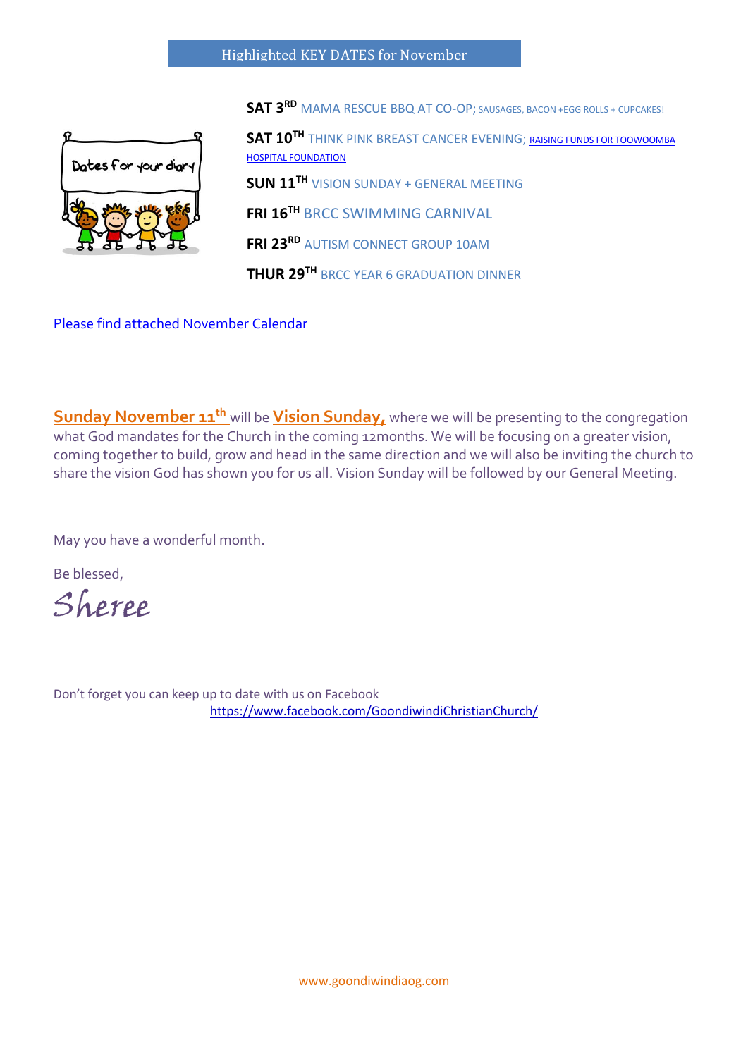## Highlighted KEY DATES for November

**SAT 3RD** MAMA RESCUE BBQ AT CO-OP; SAUSAGES, BACON +EGG ROLLS + CUPCAKES!

**SAT 10TH** THINK PINK BREAST CANCER EVENING; RAISING FUNDS FOR TOOWOOMBA HOSPITAL FOUNDATION

**SUN 11TH** VISION SUNDAY + GENERAL MEETING

**FRI 16TH** BRCC SWIMMING CARNIVAL

**FRI 23RD** AUTISM CONNECT GROUP 10AM

**THUR 29TH** BRCC YEAR 6 GRADUATION DINNER

Please find attached November Calendar

**Sunday November 11th** will be **Vision Sunday,** where we will be presenting to the congregation what God mandates for the Church in the coming 12months. We will be focusing on a greater vision, coming together to build, grow and head in the same direction and we will also be inviting the church to share the vision God has shown you for us all. Vision Sunday will be followed by our General Meeting.

May you have a wonderful month.

Be blessed,

*Sheree*

Don't forget you can keep up to date with us on Facebook
https://www.facebook.com/GoondiwindiChristianChurch/

www.goondiwindiaog.com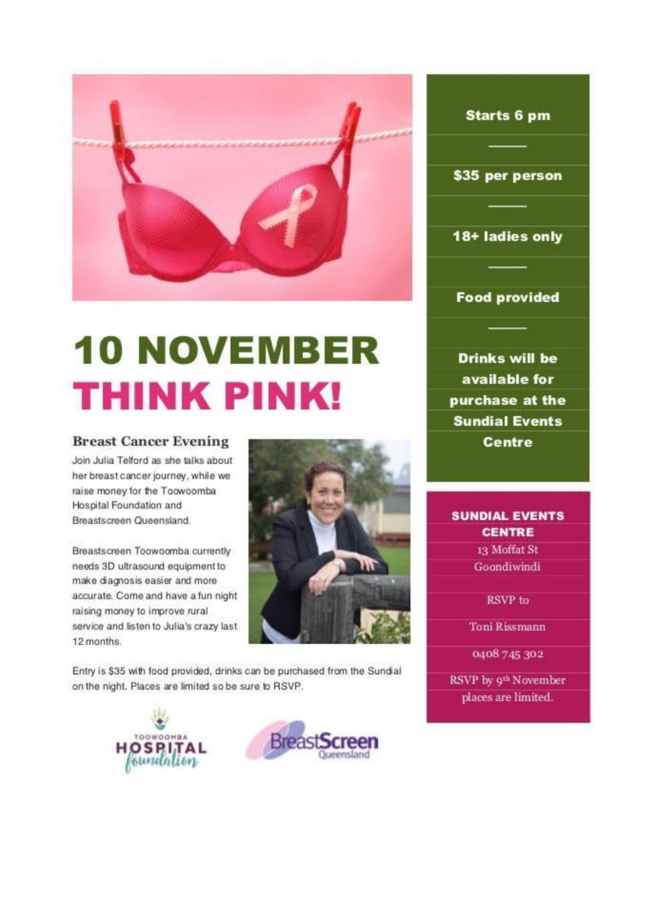# 10 NOVEMBER

# THINK PINK!

### Breast Cancer Evening

Join Julia Telford as she talks about her breast cancer journey, while we raise money for the Toowoomba Hospital Foundation and Breastscreen Queensland.

Breastscreen Toowoomba currently needs 3D ultrasound equipment to make diagnosis easier and more accurate. Come and have a fun night raising money to improve rural service and listen to Julia's crazy last 12 months.

Entry is $35 with food provided, drinks can be purchased from the Sundial on the night. Places are limited so be sure to RSVP.

**Starts 6 pm**

**$35 per person**

**18+ ladies only**

**Food provided**

**Drinks will be available for purchase at the Sundial Events Centre**

**SUNDIAL EVENTS CENTRE**

13 Moffat St

Goondiwindi

RSVP to

Toni Rissmann

0408 745 302

RSVP by 9th November places are limited.

TOOWOOMBA HOSPITAL foundation

BreastScreen Queensland